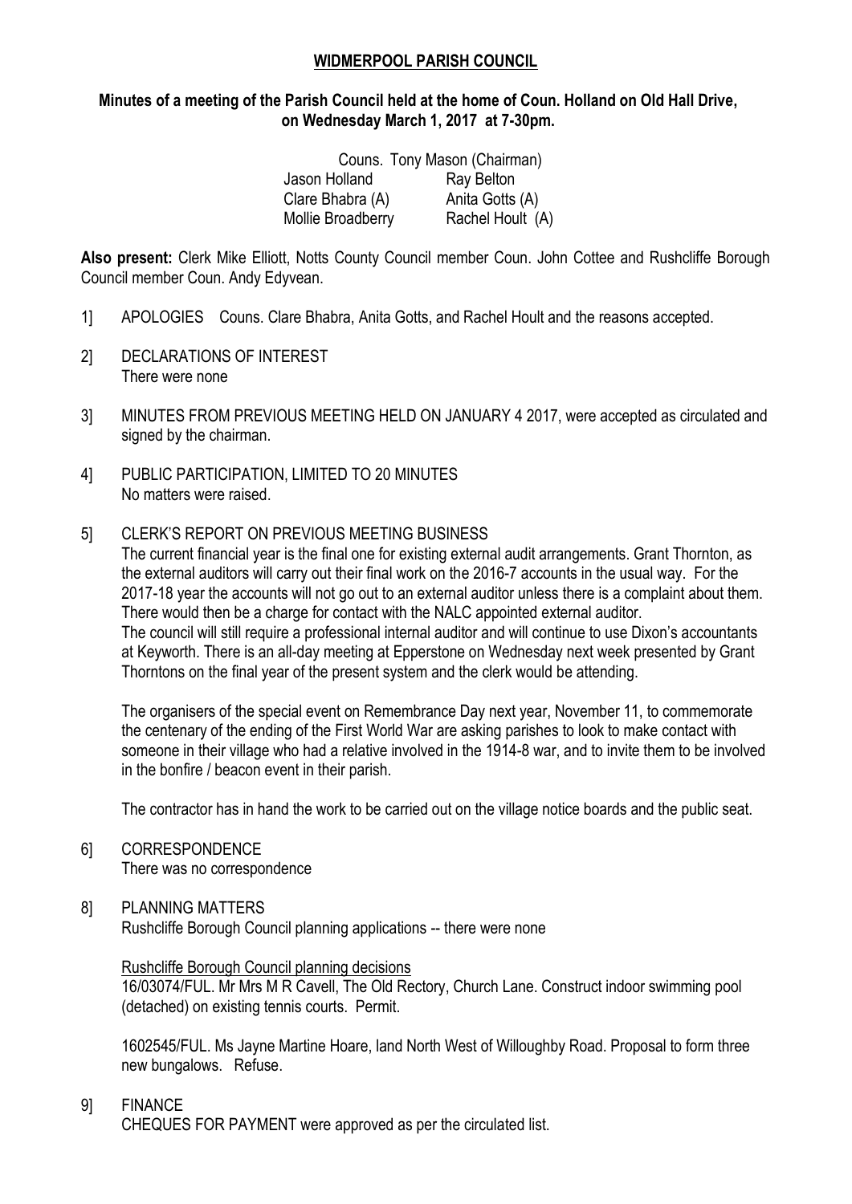# WIDMERPOOL PARISH COUNCIL

**Minutes of a meeting of the Parish Council held at the home of Coun. Holland on Old Hall Drive, on Wednesday March 1, 2017 at 7-30pm.**

| Couns. Tony Mason (Chairman) | |
|---|---|
| Jason Holland | Ray Belton |
| Clare Bhabra (A) | Anita Gotts (A) |
| Mollie Broadberry | Rachel Hoult (A) |

**Also present:** Clerk Mike Elliott, Notts County Council member Coun. John Cottee and Rushcliffe Borough Council member Coun. Andy Edyvean.

1] APOLOGIES Couns. Clare Bhabra, Anita Gotts, and Rachel Hoult and the reasons accepted.

2] DECLARATIONS OF INTEREST
There were none

3] MINUTES FROM PREVIOUS MEETING HELD ON JANUARY 4 2017, were accepted as circulated and signed by the chairman.

4] PUBLIC PARTICIPATION, LIMITED TO 20 MINUTES
No matters were raised.

5] CLERK'S REPORT ON PREVIOUS MEETING BUSINESS
The current financial year is the final one for existing external audit arrangements. Grant Thornton, as the external auditors will carry out their final work on the 2016-7 accounts in the usual way. For the 2017-18 year the accounts will not go out to an external auditor unless there is a complaint about them. There would then be a charge for contact with the NALC appointed external auditor.
The council will still require a professional internal auditor and will continue to use Dixon's accountants at Keyworth. There is an all-day meeting at Epperstone on Wednesday next week presented by Grant Thorntons on the final year of the present system and the clerk would be attending.

The organisers of the special event on Remembrance Day next year, November 11, to commemorate the centenary of the ending of the First World War are asking parishes to look to make contact with someone in their village who had a relative involved in the 1914-8 war, and to invite them to be involved in the bonfire / beacon event in their parish.

The contractor has in hand the work to be carried out on the village notice boards and the public seat.

6] CORRESPONDENCE
There was no correspondence

8] PLANNING MATTERS
Rushcliffe Borough Council planning applications -- there were none

Rushcliffe Borough Council planning decisions
16/03074/FUL. Mr Mrs M R Cavell, The Old Rectory, Church Lane. Construct indoor swimming pool (detached) on existing tennis courts. Permit.

1602545/FUL. Ms Jayne Martine Hoare, land North West of Willoughby Road. Proposal to form three new bungalows. Refuse.

9] FINANCE
CHEQUES FOR PAYMENT were approved as per the circulated list.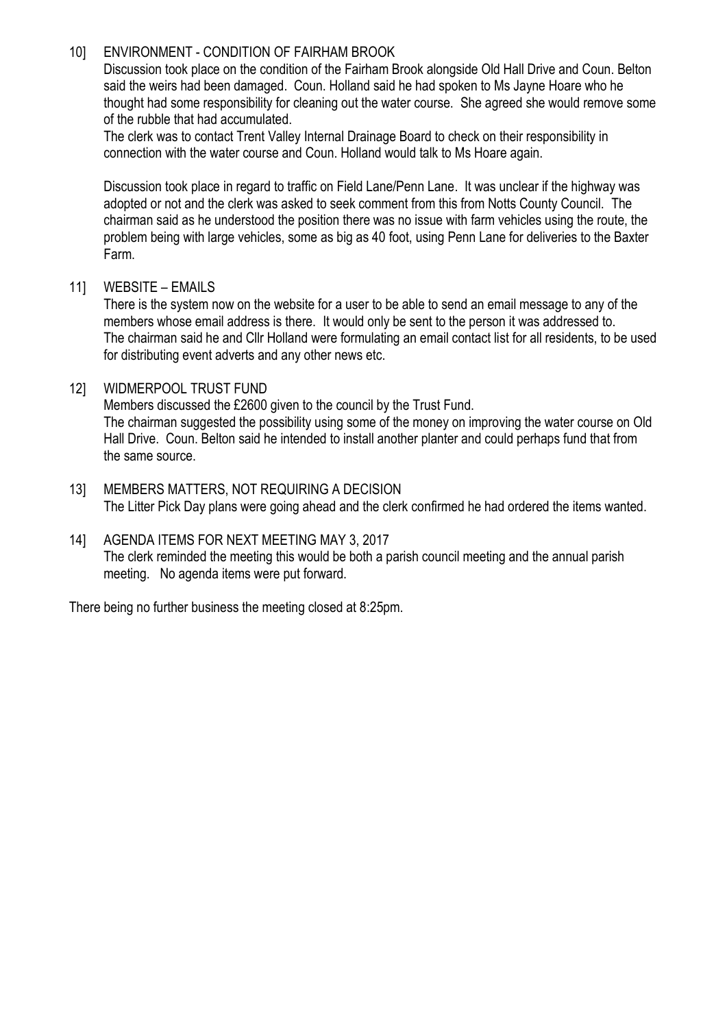10] ENVIRONMENT - CONDITION OF FAIRHAM BROOK

Discussion took place on the condition of the Fairham Brook alongside Old Hall Drive and Coun. Belton said the weirs had been damaged. Coun. Holland said he had spoken to Ms Jayne Hoare who he thought had some responsibility for cleaning out the water course. She agreed she would remove some of the rubble that had accumulated.

The clerk was to contact Trent Valley Internal Drainage Board to check on their responsibility in connection with the water course and Coun. Holland would talk to Ms Hoare again.

Discussion took place in regard to traffic on Field Lane/Penn Lane. It was unclear if the highway was adopted or not and the clerk was asked to seek comment from this from Notts County Council. The chairman said as he understood the position there was no issue with farm vehicles using the route, the problem being with large vehicles, some as big as 40 foot, using Penn Lane for deliveries to the Baxter Farm.

11] WEBSITE – EMAILS

There is the system now on the website for a user to be able to send an email message to any of the members whose email address is there. It would only be sent to the person it was addressed to. The chairman said he and Cllr Holland were formulating an email contact list for all residents, to be used for distributing event adverts and any other news etc.

12] WIDMERPOOL TRUST FUND

Members discussed the £2600 given to the council by the Trust Fund.

The chairman suggested the possibility using some of the money on improving the water course on Old Hall Drive. Coun. Belton said he intended to install another planter and could perhaps fund that from the same source.

13] MEMBERS MATTERS, NOT REQUIRING A DECISION

The Litter Pick Day plans were going ahead and the clerk confirmed he had ordered the items wanted.

14] AGENDA ITEMS FOR NEXT MEETING MAY 3, 2017

The clerk reminded the meeting this would be both a parish council meeting and the annual parish meeting. No agenda items were put forward.

There being no further business the meeting closed at 8:25pm.